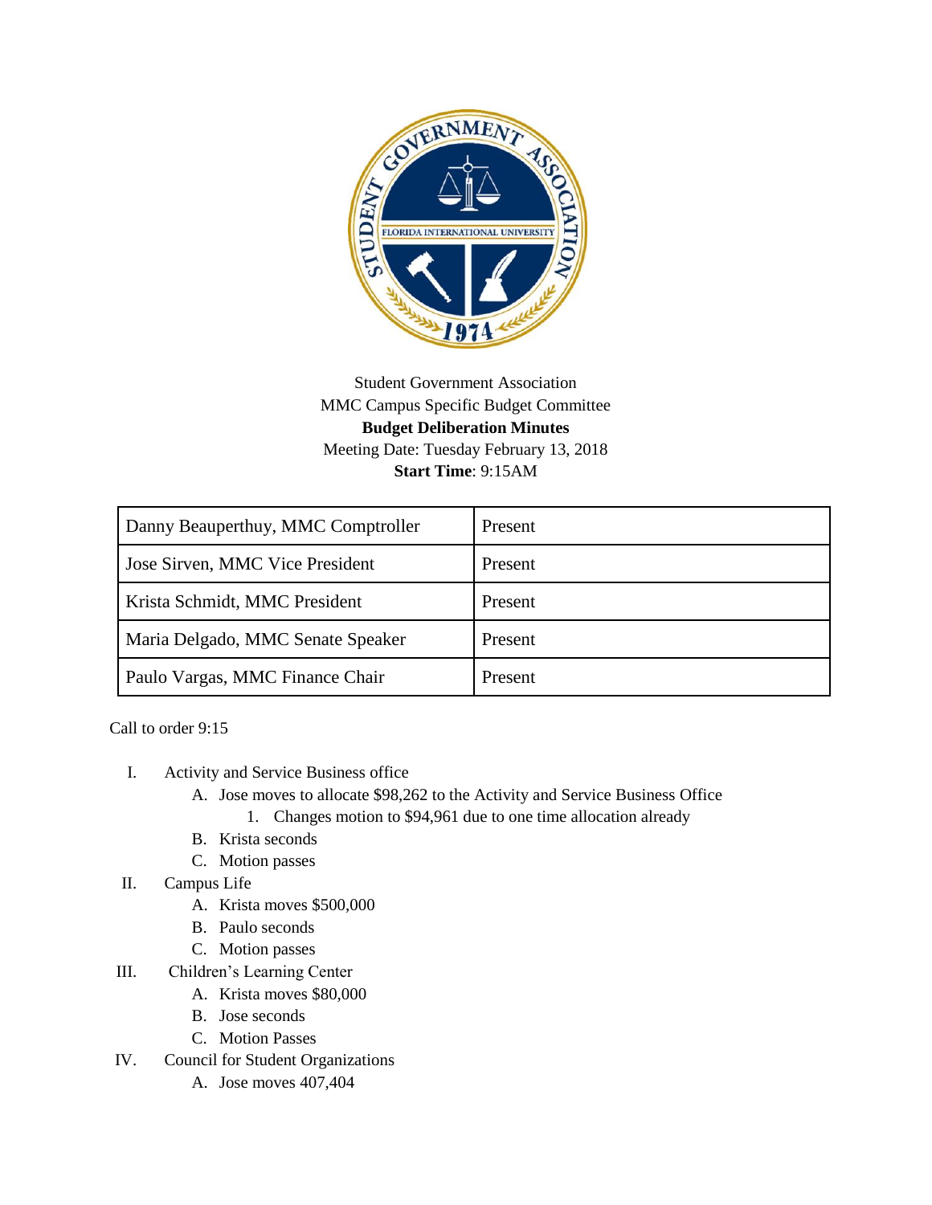Student Government Association
MMC Campus Specific Budget Committee
**Budget Deliberation Minutes**
Meeting Date: Tuesday February 13, 2018
**Start Time**: 9:15AM

| | |
|---|---|
| Danny Beauperthuy, MMC Comptroller | Present |
| Jose Sirven, MMC Vice President | Present |
| Krista Schmidt, MMC President | Present |
| Maria Delgado, MMC Senate Speaker | Present |
| Paulo Vargas, MMC Finance Chair | Present |

Call to order 9:15

I. Activity and Service Business office
   A. Jose moves to allocate $98,262 to the Activity and Service Business Office
      1. Changes motion to $94,961 due to one time allocation already
   B. Krista seconds
   C. Motion passes

II. Campus Life
   A. Krista moves $500,000
   B. Paulo seconds
   C. Motion passes

III. Children's Learning Center
   A. Krista moves $80,000
   B. Jose seconds
   C. Motion Passes

IV. Council for Student Organizations
   A. Jose moves 407,404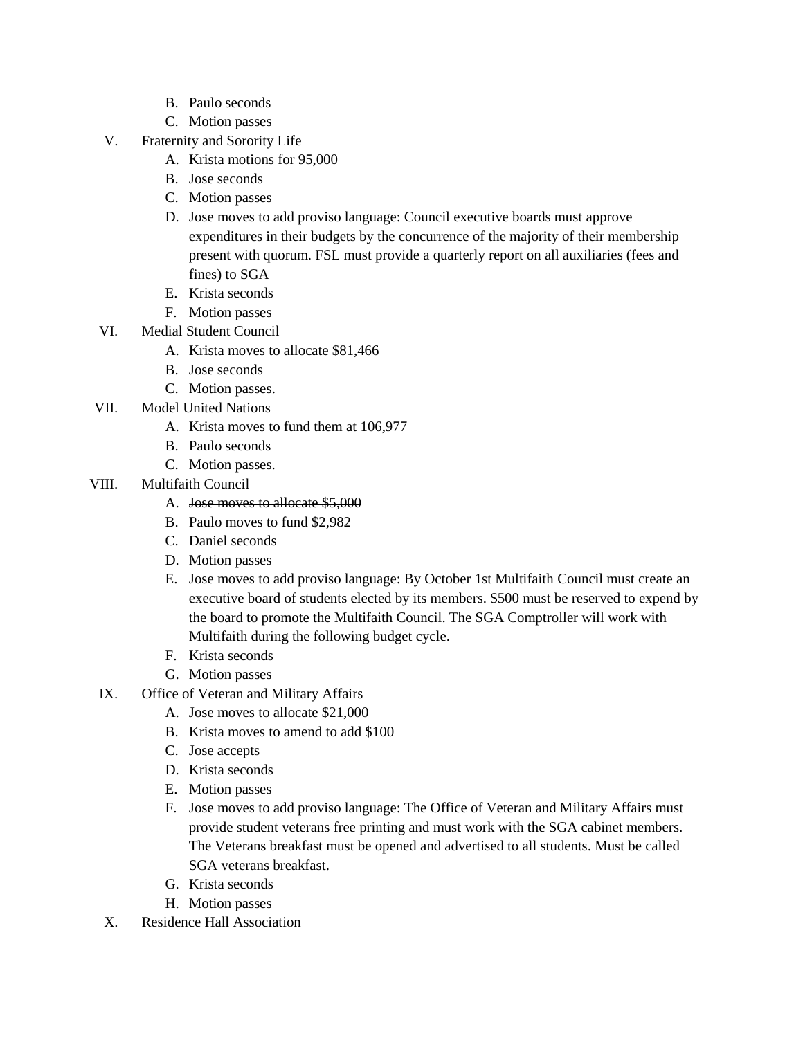B. Paulo seconds
   C. Motion passes

V. Fraternity and Sorority Life
   A. Krista motions for 95,000
   B. Jose seconds
   C. Motion passes
   D. Jose moves to add proviso language: Council executive boards must approve expenditures in their budgets by the concurrence of the majority of their membership present with quorum. FSL must provide a quarterly report on all auxiliaries (fees and fines) to SGA
   E. Krista seconds
   F. Motion passes

VI. Medial Student Council
   A. Krista moves to allocate $81,466
   B. Jose seconds
   C. Motion passes.

VII. Model United Nations
   A. Krista moves to fund them at 106,977
   B. Paulo seconds
   C. Motion passes.

VIII. Multifaith Council
   A. ~~Jose moves to allocate $5,000~~
   B. Paulo moves to fund $2,982
   C. Daniel seconds
   D. Motion passes
   E. Jose moves to add proviso language: By October 1st Multifaith Council must create an executive board of students elected by its members. $500 must be reserved to expend by the board to promote the Multifaith Council. The SGA Comptroller will work with Multifaith during the following budget cycle.
   F. Krista seconds
   G. Motion passes

IX. Office of Veteran and Military Affairs
   A. Jose moves to allocate $21,000
   B. Krista moves to amend to add $100
   C. Jose accepts
   D. Krista seconds
   E. Motion passes
   F. Jose moves to add proviso language: The Office of Veteran and Military Affairs must provide student veterans free printing and must work with the SGA cabinet members. The Veterans breakfast must be opened and advertised to all students. Must be called SGA veterans breakfast.
   G. Krista seconds
   H. Motion passes

X. Residence Hall Association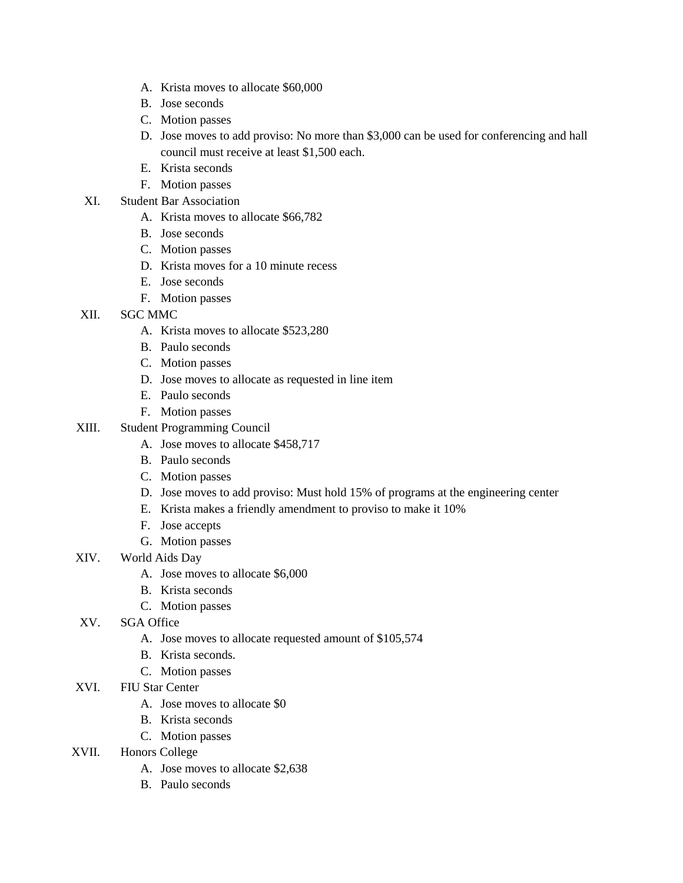A. Krista moves to allocate $60,000
B. Jose seconds
C. Motion passes
D. Jose moves to add proviso: No more than $3,000 can be used for conferencing and hall council must receive at least $1,500 each.
E. Krista seconds
F. Motion passes

XI. Student Bar Association
A. Krista moves to allocate $66,782
B. Jose seconds
C. Motion passes
D. Krista moves for a 10 minute recess
E. Jose seconds
F. Motion passes

XII. SGC MMC
A. Krista moves to allocate $523,280
B. Paulo seconds
C. Motion passes
D. Jose moves to allocate as requested in line item
E. Paulo seconds
F. Motion passes

XIII. Student Programming Council
A. Jose moves to allocate $458,717
B. Paulo seconds
C. Motion passes
D. Jose moves to add proviso: Must hold 15% of programs at the engineering center
E. Krista makes a friendly amendment to proviso to make it 10%
F. Jose accepts
G. Motion passes

XIV. World Aids Day
A. Jose moves to allocate $6,000
B. Krista seconds
C. Motion passes

XV. SGA Office
A. Jose moves to allocate requested amount of $105,574
B. Krista seconds.
C. Motion passes

XVI. FIU Star Center
A. Jose moves to allocate $0
B. Krista seconds
C. Motion passes

XVII. Honors College
A. Jose moves to allocate $2,638
B. Paulo seconds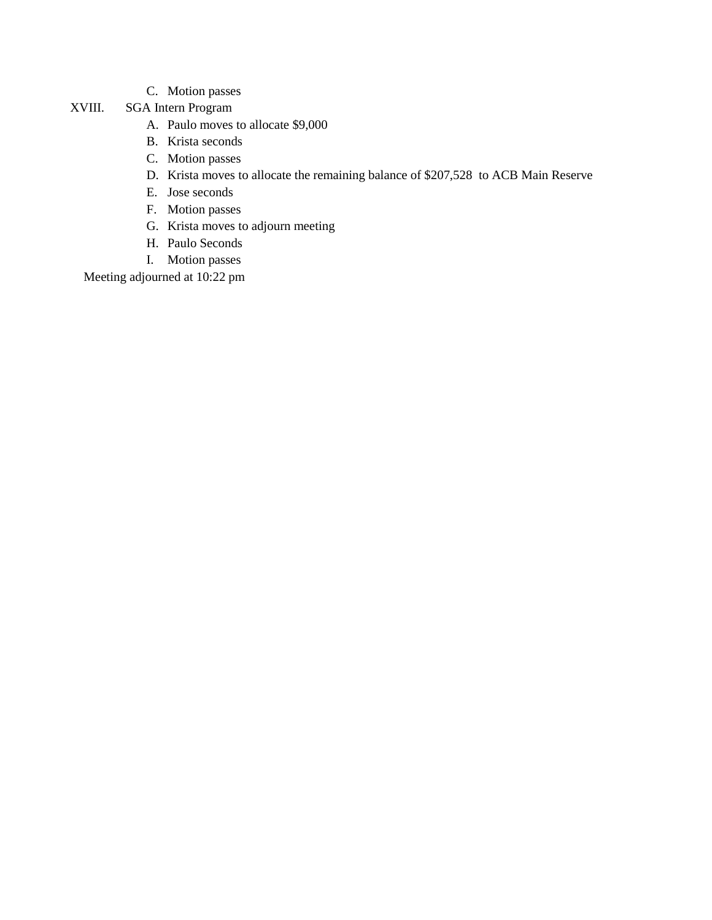C. Motion passes

XVIII. SGA Intern Program

A. Paulo moves to allocate $9,000
B. Krista seconds
C. Motion passes
D. Krista moves to allocate the remaining balance of $207,528  to ACB Main Reserve
E. Jose seconds
F. Motion passes
G. Krista moves to adjourn meeting
H. Paulo Seconds
I. Motion passes

Meeting adjourned at 10:22 pm